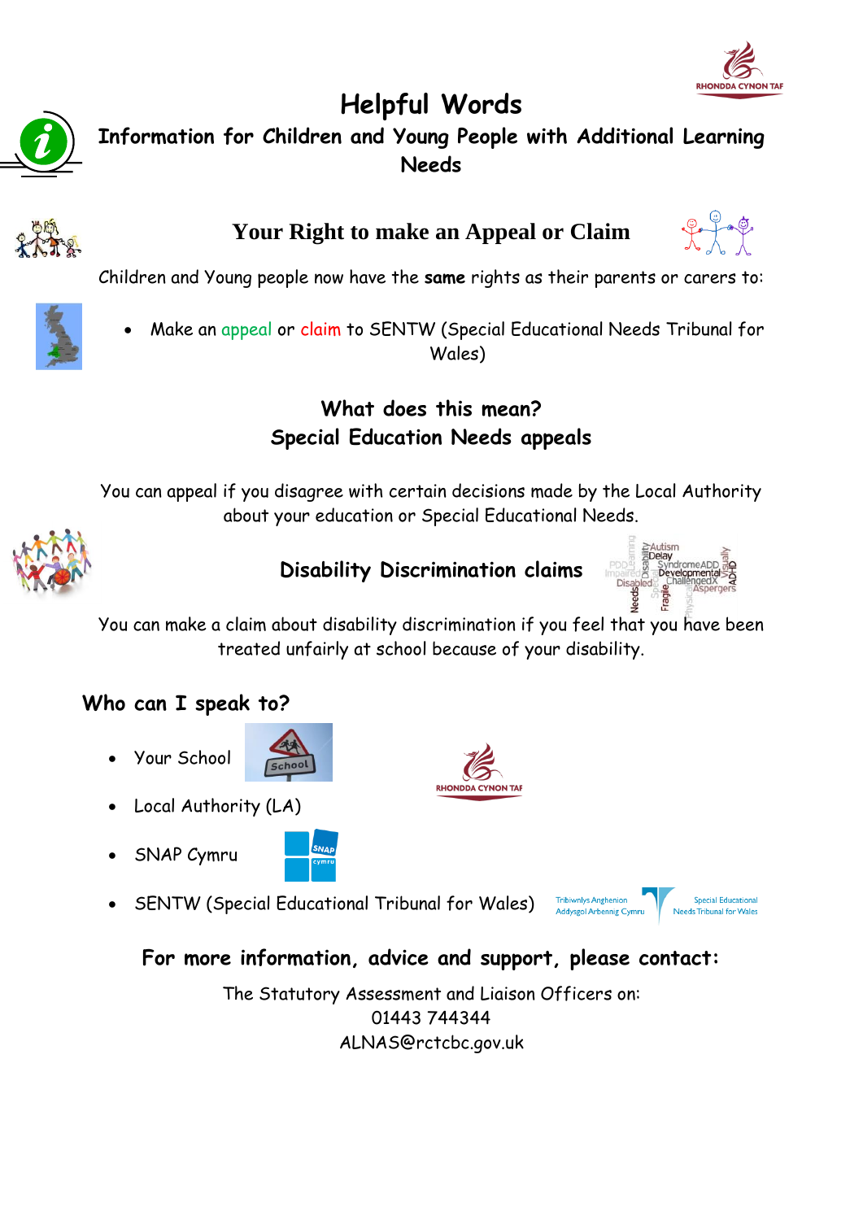# Helpful Words

## Information for Children and Young People with Additional Learning Needs

## Your Right to make an Appeal or Claim

Children and Young people now have the **same** rights as their parents or carers to:

- Make an appeal or claim to SENTW (Special Educational Needs Tribunal for Wales)

### What does this mean?
### Special Education Needs appeals

You can appeal if you disagree with certain decisions made by the Local Authority about your education or Special Educational Needs.

### Disability Discrimination claims

You can make a claim about disability discrimination if you feel that you have been treated unfairly at school because of your disability.

### Who can I speak to?

- Your School
- Local Authority (LA)
- SNAP Cymru
- SENTW (Special Educational Tribunal for Wales)

### For more information, advice and support, please contact:

The Statutory Assessment and Liaison Officers on:
01443 744344
ALNAS@rctcbc.gov.uk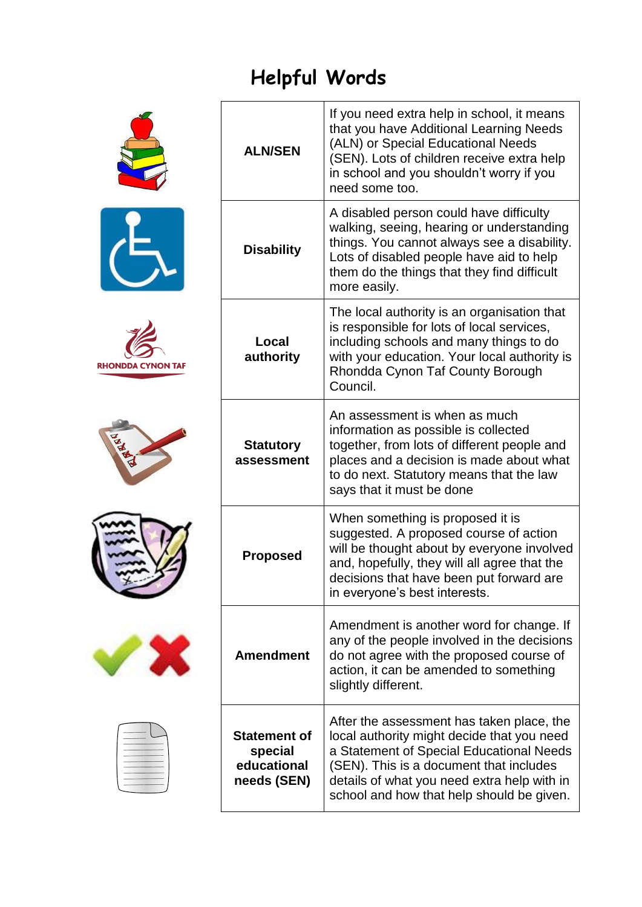# Helpful Words

| Term | Meaning |
|---|---|
| **ALN/SEN** | If you need extra help in school, it means that you have Additional Learning Needs (ALN) or Special Educational Needs (SEN). Lots of children receive extra help in school and you shouldn't worry if you need some too. |
| **Disability** | A disabled person could have difficulty walking, seeing, hearing or understanding things. You cannot always see a disability. Lots of disabled people have aid to help them do the things that they find difficult more easily. |
| **Local authority** | The local authority is an organisation that is responsible for lots of local services, including schools and many things to do with your education. Your local authority is Rhondda Cynon Taf County Borough Council. |
| **Statutory assessment** | An assessment is when as much information as possible is collected together, from lots of different people and places and a decision is made about what to do next. Statutory means that the law says that it must be done |
| **Proposed** | When something is proposed it is suggested. A proposed course of action will be thought about by everyone involved and, hopefully, they will all agree that the decisions that have been put forward are in everyone's best interests. |
| **Amendment** | Amendment is another word for change. If any of the people involved in the decisions do not agree with the proposed course of action, it can be amended to something slightly different. |
| **Statement of special educational needs (SEN)** | After the assessment has taken place, the local authority might decide that you need a Statement of Special Educational Needs (SEN). This is a document that includes details of what you need extra help with in school and how that help should be given. |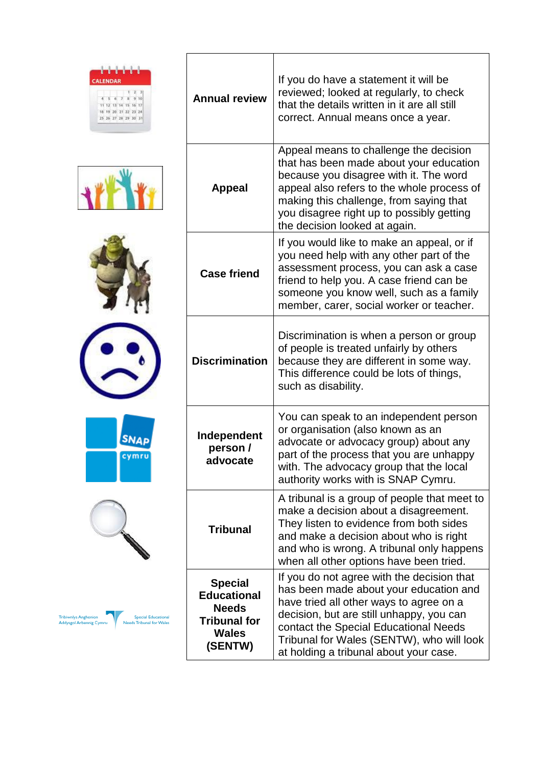| | |
|---|---|
| **Annual review** | If you do have a statement it will be reviewed; looked at regularly, to check that the details written in it are all still correct. Annual means once a year. |
| **Appeal** | Appeal means to challenge the decision that has been made about your education because you disagree with it. The word appeal also refers to the whole process of making this challenge, from saying that you disagree right up to possibly getting the decision looked at again. |
| **Case friend** | If you would like to make an appeal, or if you need help with any other part of the assessment process, you can ask a case friend to help you. A case friend can be someone you know well, such as a family member, carer, social worker or teacher. |
| **Discrimination** | Discrimination is when a person or group of people is treated unfairly by others because they are different in some way. This difference could be lots of things, such as disability. |
| **Independent person / advocate** | You can speak to an independent person or organisation (also known as an advocate or advocacy group) about any part of the process that you are unhappy with. The advocacy group that the local authority works with is SNAP Cymru. |
| **Tribunal** | A tribunal is a group of people that meet to make a decision about a disagreement. They listen to evidence from both sides and make a decision about who is right and who is wrong. A tribunal only happens when all other options have been tried. |
| **Special Educational Needs Tribunal for Wales (SENTW)** | If you do not agree with the decision that has been made about your education and have tried all other ways to agree on a decision, but are still unhappy, you can contact the Special Educational Needs Tribunal for Wales (SENTW), who will look at holding a tribunal about your case. |